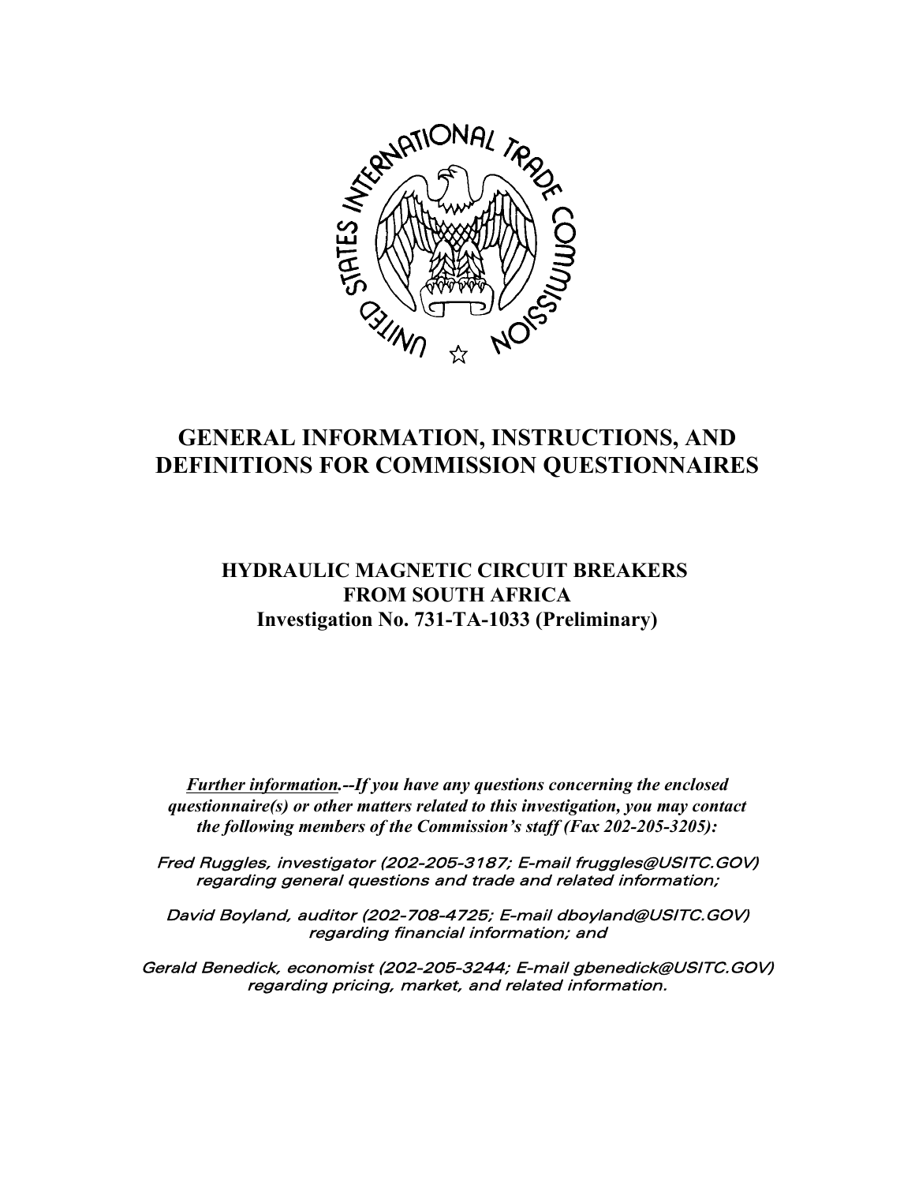# GENERAL INFORMATION, INSTRUCTIONS, AND DEFINITIONS FOR COMMISSION QUESTIONNAIRES

## HYDRAULIC MAGNETIC CIRCUIT BREAKERS FROM SOUTH AFRICA
## Investigation No. 731-TA-1033 (Preliminary)

***Further information.--If you have any questions concerning the enclosed questionnaire(s) or other matters related to this investigation, you may contact the following members of the Commission's staff (Fax 202-205-3205):***

*Fred Ruggles, investigator (202-205-3187; E-mail fruggles@USITC.GOV) regarding general questions and trade and related information;*

*David Boyland, auditor (202-708-4725; E-mail dboyland@USITC.GOV) regarding financial information; and*

*Gerald Benedick, economist (202-205-3244; E-mail gbenedick@USITC.GOV) regarding pricing, market, and related information.*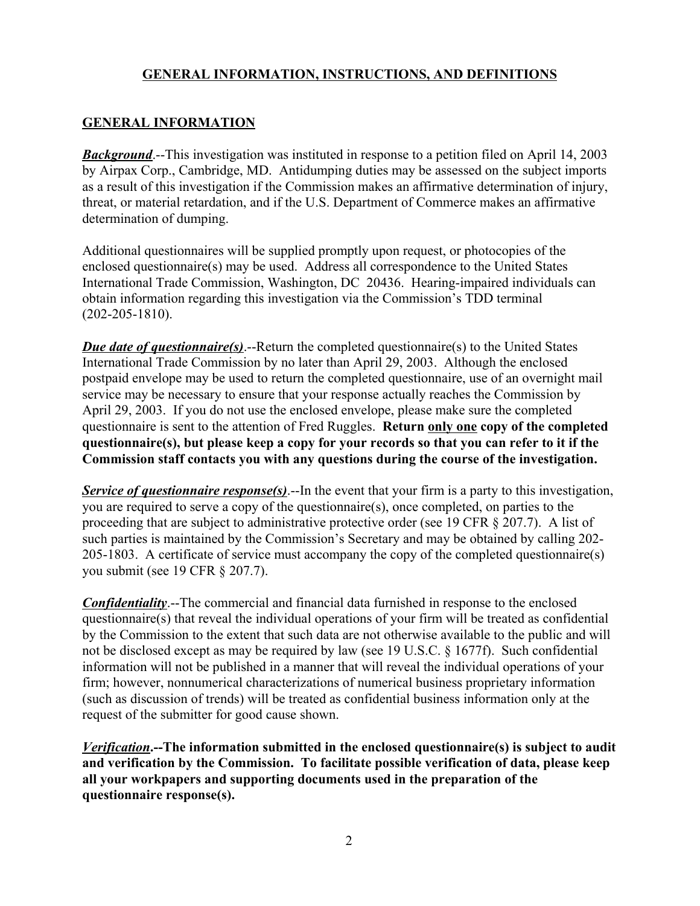## GENERAL INFORMATION, INSTRUCTIONS, AND DEFINITIONS

### GENERAL INFORMATION

***Background***.--This investigation was instituted in response to a petition filed on April 14, 2003 by Airpax Corp., Cambridge, MD. Antidumping duties may be assessed on the subject imports as a result of this investigation if the Commission makes an affirmative determination of injury, threat, or material retardation, and if the U.S. Department of Commerce makes an affirmative determination of dumping.

Additional questionnaires will be supplied promptly upon request, or photocopies of the enclosed questionnaire(s) may be used. Address all correspondence to the United States International Trade Commission, Washington, DC 20436. Hearing-impaired individuals can obtain information regarding this investigation via the Commission's TDD terminal (202-205-1810).

***Due date of questionnaire(s)***.--Return the completed questionnaire(s) to the United States International Trade Commission by no later than April 29, 2003. Although the enclosed postpaid envelope may be used to return the completed questionnaire, use of an overnight mail service may be necessary to ensure that your response actually reaches the Commission by April 29, 2003. If you do not use the enclosed envelope, please make sure the completed questionnaire is sent to the attention of Fred Ruggles. **Return only one copy of the completed questionnaire(s), but please keep a copy for your records so that you can refer to it if the Commission staff contacts you with any questions during the course of the investigation.**

***Service of questionnaire response(s)***.--In the event that your firm is a party to this investigation, you are required to serve a copy of the questionnaire(s), once completed, on parties to the proceeding that are subject to administrative protective order (see 19 CFR § 207.7). A list of such parties is maintained by the Commission's Secretary and may be obtained by calling 202-205-1803. A certificate of service must accompany the copy of the completed questionnaire(s) you submit (see 19 CFR § 207.7).

***Confidentiality***.--The commercial and financial data furnished in response to the enclosed questionnaire(s) that reveal the individual operations of your firm will be treated as confidential by the Commission to the extent that such data are not otherwise available to the public and will not be disclosed except as may be required by law (see 19 U.S.C. § 1677f). Such confidential information will not be published in a manner that will reveal the individual operations of your firm; however, nonnumerical characterizations of numerical business proprietary information (such as discussion of trends) will be treated as confidential business information only at the request of the submitter for good cause shown.

***Verification*.--The information submitted in the enclosed questionnaire(s) is subject to audit and verification by the Commission. To facilitate possible verification of data, please keep all your workpapers and supporting documents used in the preparation of the questionnaire response(s).**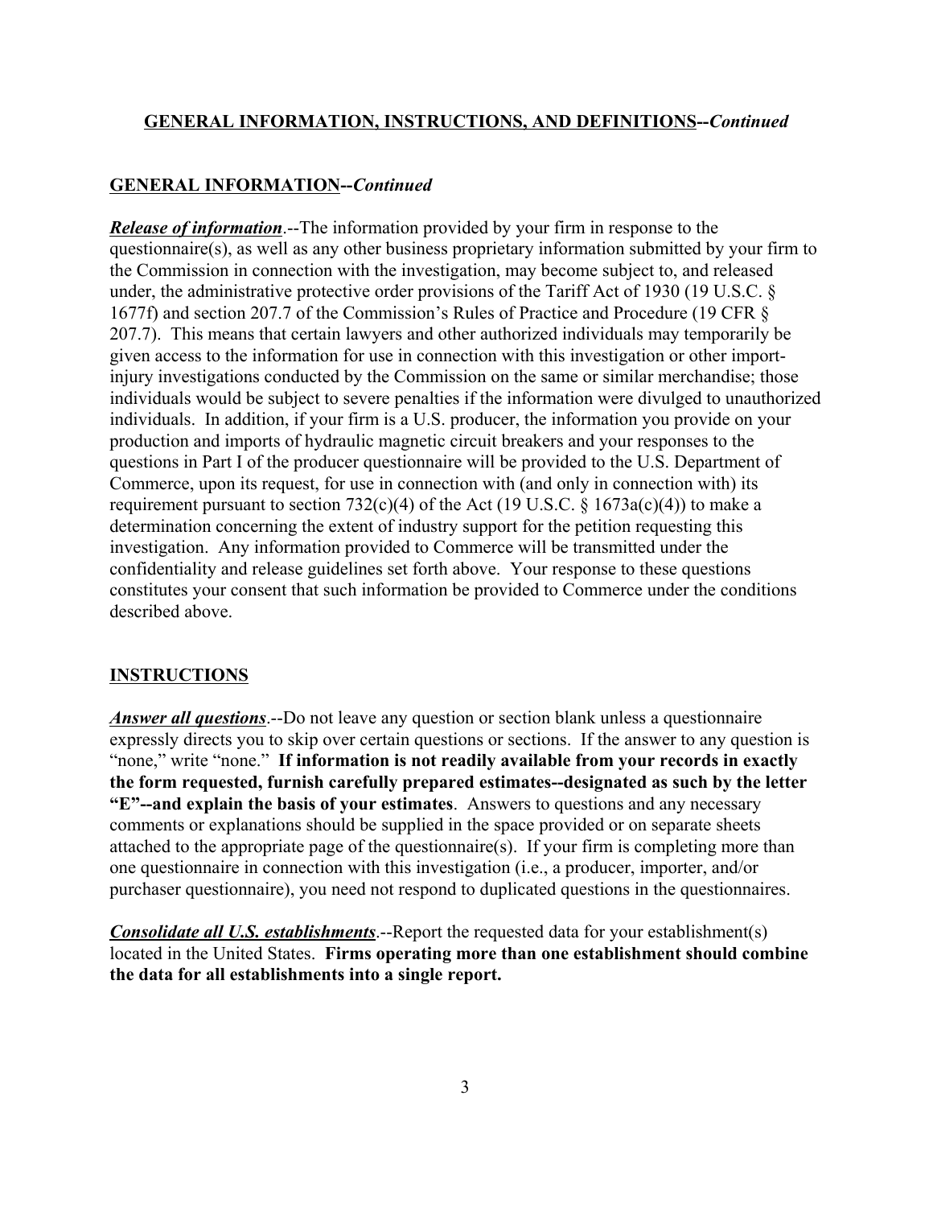## GENERAL INFORMATION, INSTRUCTIONS, AND DEFINITIONS--*Continued*

### GENERAL INFORMATION--*Continued*

***Release of information***.--The information provided by your firm in response to the questionnaire(s), as well as any other business proprietary information submitted by your firm to the Commission in connection with the investigation, may become subject to, and released under, the administrative protective order provisions of the Tariff Act of 1930 (19 U.S.C. § 1677f) and section 207.7 of the Commission's Rules of Practice and Procedure (19 CFR § 207.7). This means that certain lawyers and other authorized individuals may temporarily be given access to the information for use in connection with this investigation or other import-injury investigations conducted by the Commission on the same or similar merchandise; those individuals would be subject to severe penalties if the information were divulged to unauthorized individuals. In addition, if your firm is a U.S. producer, the information you provide on your production and imports of hydraulic magnetic circuit breakers and your responses to the questions in Part I of the producer questionnaire will be provided to the U.S. Department of Commerce, upon its request, for use in connection with (and only in connection with) its requirement pursuant to section 732(c)(4) of the Act (19 U.S.C. § 1673a(c)(4)) to make a determination concerning the extent of industry support for the petition requesting this investigation. Any information provided to Commerce will be transmitted under the confidentiality and release guidelines set forth above. Your response to these questions constitutes your consent that such information be provided to Commerce under the conditions described above.

### INSTRUCTIONS

***Answer all questions***.--Do not leave any question or section blank unless a questionnaire expressly directs you to skip over certain questions or sections. If the answer to any question is "none," write "none." **If information is not readily available from your records in exactly the form requested, furnish carefully prepared estimates--designated as such by the letter "E"--and explain the basis of your estimates**. Answers to questions and any necessary comments or explanations should be supplied in the space provided or on separate sheets attached to the appropriate page of the questionnaire(s). If your firm is completing more than one questionnaire in connection with this investigation (i.e., a producer, importer, and/or purchaser questionnaire), you need not respond to duplicated questions in the questionnaires.

***Consolidate all U.S. establishments***.--Report the requested data for your establishment(s) located in the United States. **Firms operating more than one establishment should combine the data for all establishments into a single report.**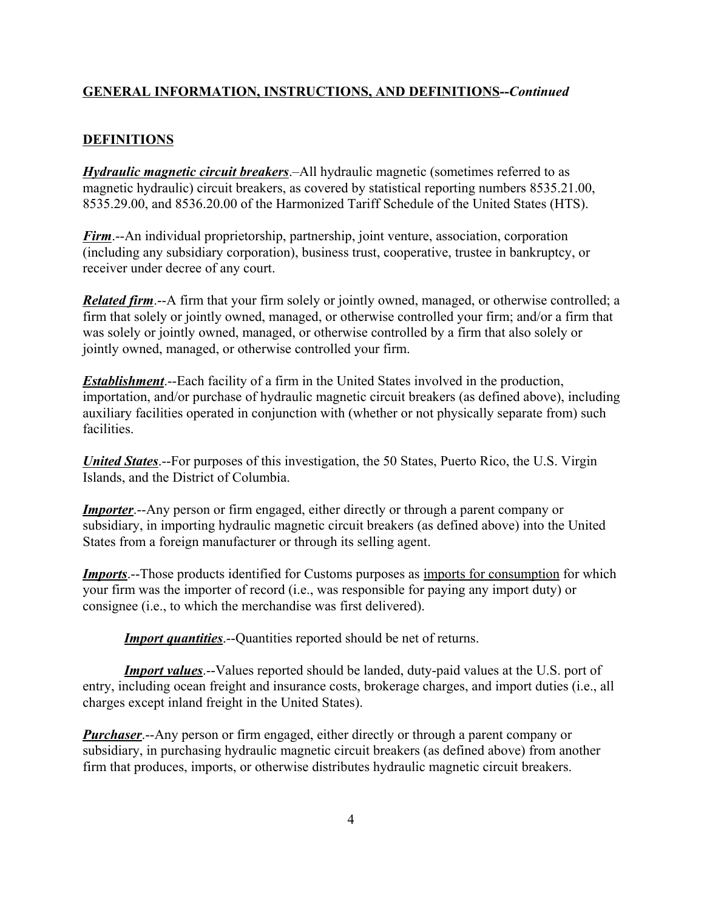## GENERAL INFORMATION, INSTRUCTIONS, AND DEFINITIONS--*Continued*

## DEFINITIONS

***Hydraulic magnetic circuit breakers***.–All hydraulic magnetic (sometimes referred to as magnetic hydraulic) circuit breakers, as covered by statistical reporting numbers 8535.21.00, 8535.29.00, and 8536.20.00 of the Harmonized Tariff Schedule of the United States (HTS).

***Firm***.--An individual proprietorship, partnership, joint venture, association, corporation (including any subsidiary corporation), business trust, cooperative, trustee in bankruptcy, or receiver under decree of any court.

***Related firm***.--A firm that your firm solely or jointly owned, managed, or otherwise controlled; a firm that solely or jointly owned, managed, or otherwise controlled your firm; and/or a firm that was solely or jointly owned, managed, or otherwise controlled by a firm that also solely or jointly owned, managed, or otherwise controlled your firm.

***Establishment***.--Each facility of a firm in the United States involved in the production, importation, and/or purchase of hydraulic magnetic circuit breakers (as defined above), including auxiliary facilities operated in conjunction with (whether or not physically separate from) such facilities.

***United States***.--For purposes of this investigation, the 50 States, Puerto Rico, the U.S. Virgin Islands, and the District of Columbia.

***Importer***.--Any person or firm engaged, either directly or through a parent company or subsidiary, in importing hydraulic magnetic circuit breakers (as defined above) into the United States from a foreign manufacturer or through its selling agent.

***Imports***.--Those products identified for Customs purposes as imports for consumption for which your firm was the importer of record (i.e., was responsible for paying any import duty) or consignee (i.e., to which the merchandise was first delivered).

> ***Import quantities***.--Quantities reported should be net of returns.
>
> ***Import values***.--Values reported should be landed, duty-paid values at the U.S. port of entry, including ocean freight and insurance costs, brokerage charges, and import duties (i.e., all charges except inland freight in the United States).

***Purchaser***.--Any person or firm engaged, either directly or through a parent company or subsidiary, in purchasing hydraulic magnetic circuit breakers (as defined above) from another firm that produces, imports, or otherwise distributes hydraulic magnetic circuit breakers.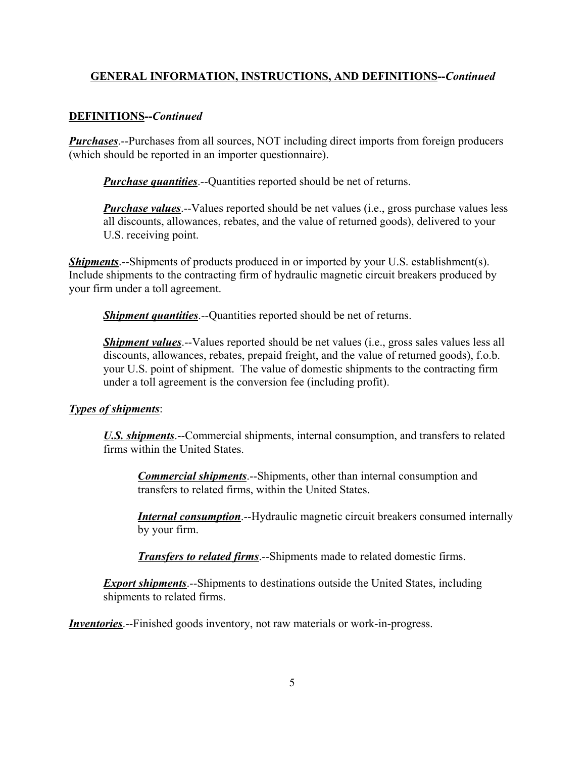## GENERAL INFORMATION, INSTRUCTIONS, AND DEFINITIONS--*Continued*

### DEFINITIONS--*Continued*

***Purchases***.--Purchases from all sources, NOT including direct imports from foreign producers (which should be reported in an importer questionnaire).

> ***Purchase quantities***.--Quantities reported should be net of returns.
>
> ***Purchase values***.--Values reported should be net values (i.e., gross purchase values less all discounts, allowances, rebates, and the value of returned goods), delivered to your U.S. receiving point.

***Shipments***.--Shipments of products produced in or imported by your U.S. establishment(s). Include shipments to the contracting firm of hydraulic magnetic circuit breakers produced by your firm under a toll agreement.

> ***Shipment quantities***.--Quantities reported should be net of returns.
>
> ***Shipment values***.--Values reported should be net values (i.e., gross sales values less all discounts, allowances, rebates, prepaid freight, and the value of returned goods), f.o.b. your U.S. point of shipment. The value of domestic shipments to the contracting firm under a toll agreement is the conversion fee (including profit).

***Types of shipments***:

> ***U.S. shipments***.--Commercial shipments, internal consumption, and transfers to related firms within the United States.
>
> > ***Commercial shipments***.--Shipments, other than internal consumption and transfers to related firms, within the United States.
> >
> > ***Internal consumption***.--Hydraulic magnetic circuit breakers consumed internally by your firm.
> >
> > ***Transfers to related firms***.--Shipments made to related domestic firms.
>
> ***Export shipments***.--Shipments to destinations outside the United States, including shipments to related firms.

***Inventories***.--Finished goods inventory, not raw materials or work-in-progress.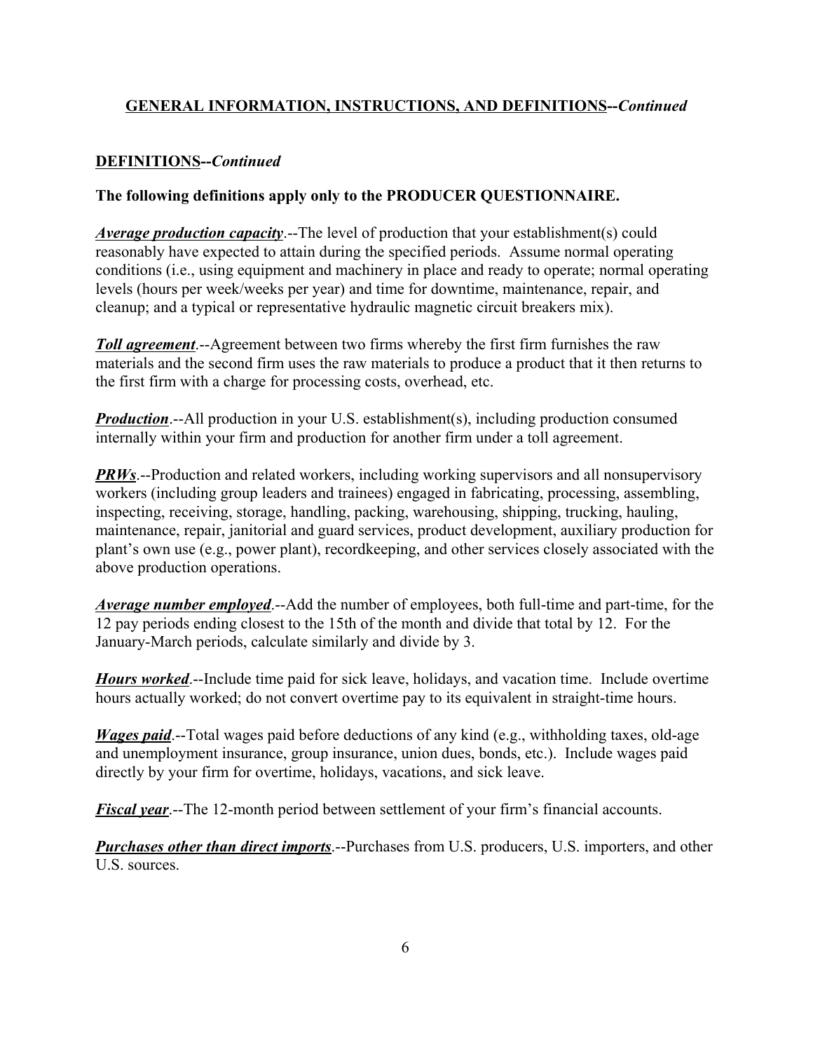## GENERAL INFORMATION, INSTRUCTIONS, AND DEFINITIONS--*Continued*

### DEFINITIONS--*Continued*

**The following definitions apply only to the PRODUCER QUESTIONNAIRE.**

***Average production capacity***.--The level of production that your establishment(s) could reasonably have expected to attain during the specified periods. Assume normal operating conditions (i.e., using equipment and machinery in place and ready to operate; normal operating levels (hours per week/weeks per year) and time for downtime, maintenance, repair, and cleanup; and a typical or representative hydraulic magnetic circuit breakers mix).

***Toll agreement***.--Agreement between two firms whereby the first firm furnishes the raw materials and the second firm uses the raw materials to produce a product that it then returns to the first firm with a charge for processing costs, overhead, etc.

***Production***.--All production in your U.S. establishment(s), including production consumed internally within your firm and production for another firm under a toll agreement.

***PRWs***.--Production and related workers, including working supervisors and all nonsupervisory workers (including group leaders and trainees) engaged in fabricating, processing, assembling, inspecting, receiving, storage, handling, packing, warehousing, shipping, trucking, hauling, maintenance, repair, janitorial and guard services, product development, auxiliary production for plant's own use (e.g., power plant), recordkeeping, and other services closely associated with the above production operations.

***Average number employed***.--Add the number of employees, both full-time and part-time, for the 12 pay periods ending closest to the 15th of the month and divide that total by 12. For the January-March periods, calculate similarly and divide by 3.

***Hours worked***.--Include time paid for sick leave, holidays, and vacation time. Include overtime hours actually worked; do not convert overtime pay to its equivalent in straight-time hours.

***Wages paid***.--Total wages paid before deductions of any kind (e.g., withholding taxes, old-age and unemployment insurance, group insurance, union dues, bonds, etc.). Include wages paid directly by your firm for overtime, holidays, vacations, and sick leave.

***Fiscal year***.--The 12-month period between settlement of your firm's financial accounts.

***Purchases other than direct imports***.--Purchases from U.S. producers, U.S. importers, and other U.S. sources.